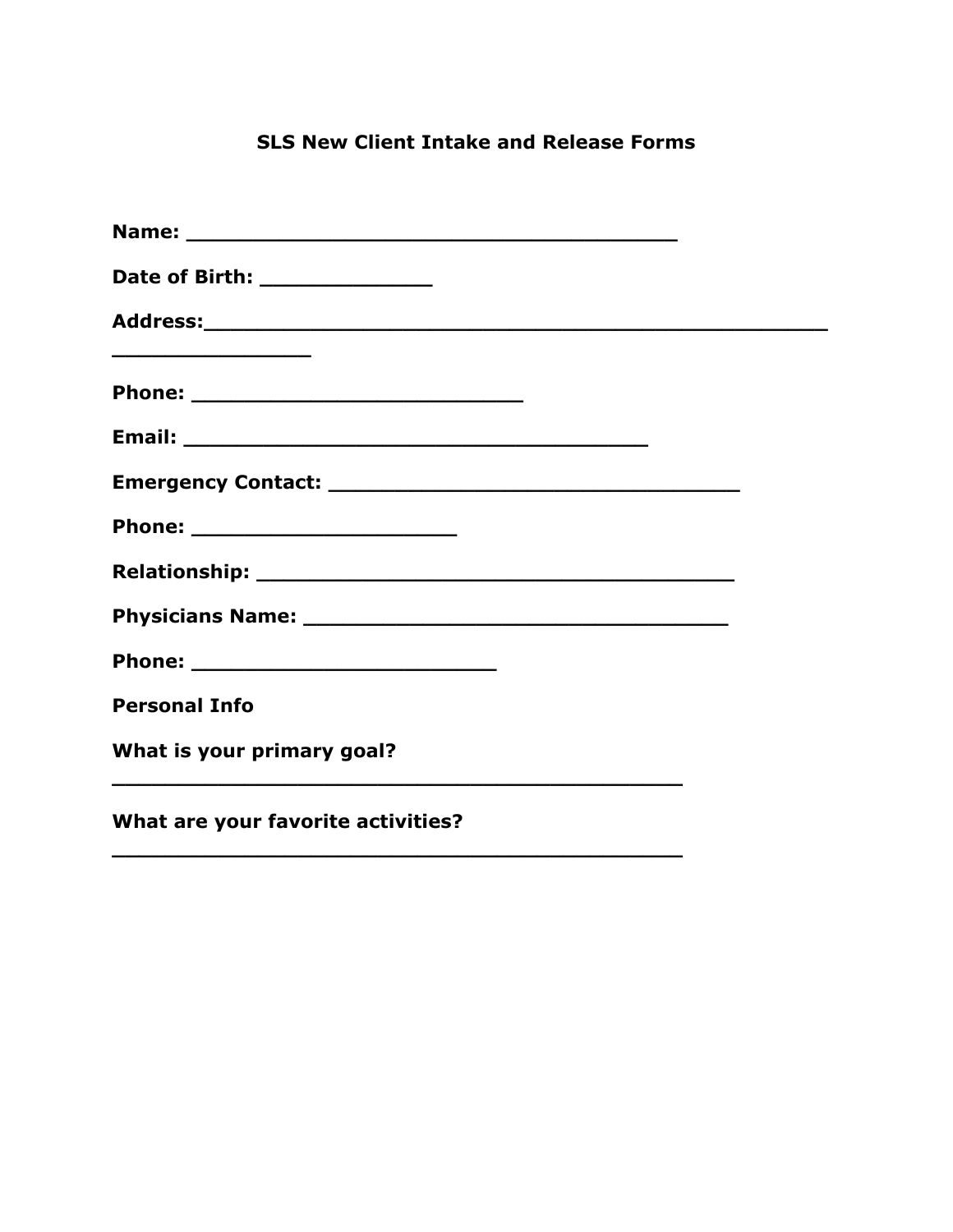# SLS New Client Intake and Release Forms

**Name:** ________________________________________

**Date of Birth:** ______________

**Address:**____________________________________________________
________________

**Phone:** ___________________________

**Email:** ______________________________________

**Emergency Contact:** _________________________________

**Phone:** _____________________

**Relationship:** _______________________________________

**Physicians Name:** __________________________________

**Phone:** _________________________

**Personal Info**

**What is your primary goal?**

_______________________________________________

**What are your favorite activities?**

_______________________________________________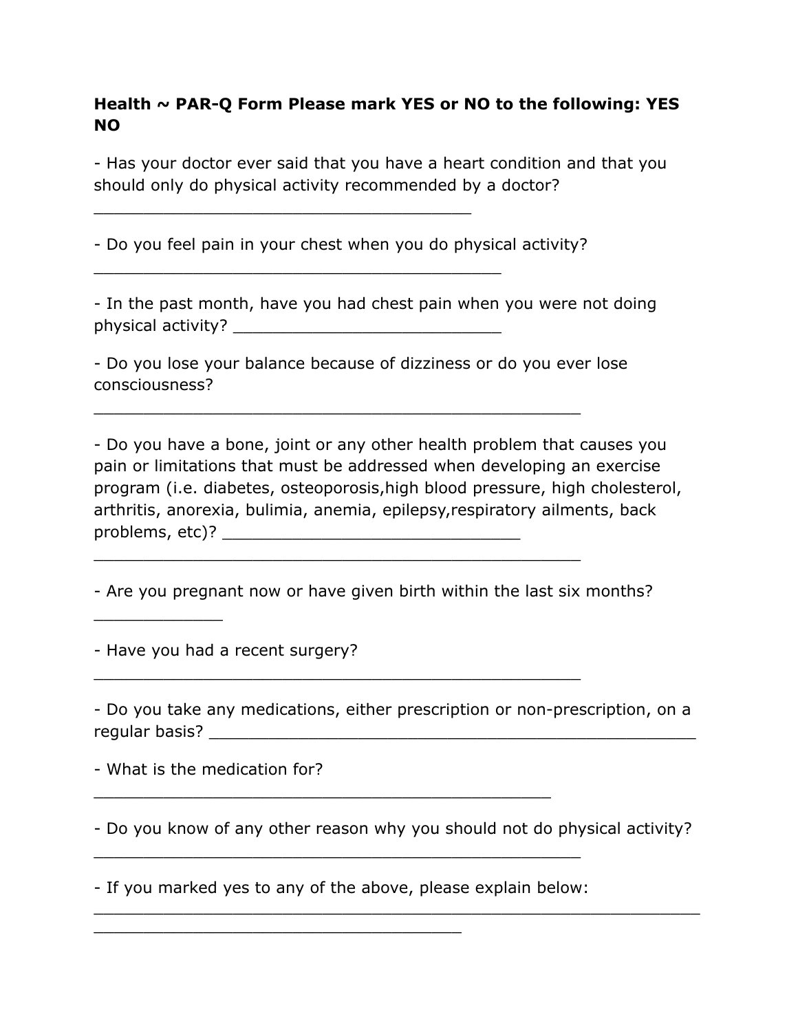**Health ~ PAR-Q Form Please mark YES or NO to the following: YES NO**

- Has your doctor ever said that you have a heart condition and that you should only do physical activity recommended by a doctor? ________________________________________

- Do you feel pain in your chest when you do physical activity? ___________________________________________

- In the past month, have you had chest pain when you were not doing physical activity? ____________________________

- Do you lose your balance because of dizziness or do you ever lose consciousness? ___________________________________________________

- Do you have a bone, joint or any other health problem that causes you pain or limitations that must be addressed when developing an exercise program (i.e. diabetes, osteoporosis,high blood pressure, high cholesterol, arthritis, anorexia, bulimia, anemia, epilepsy,respiratory ailments, back problems, etc)? _______________________________ ___________________________________________________

- Are you pregnant now or have given birth within the last six months? _____________

- Have you had a recent surgery? ___________________________________________________

- Do you take any medications, either prescription or non-prescription, on a regular basis? ___________________________________________________

- What is the medication for? ________________________________________________

- Do you know of any other reason why you should not do physical activity? ___________________________________________________

- If you marked yes to any of the above, please explain below: ________________________________________________________________ _______________________________________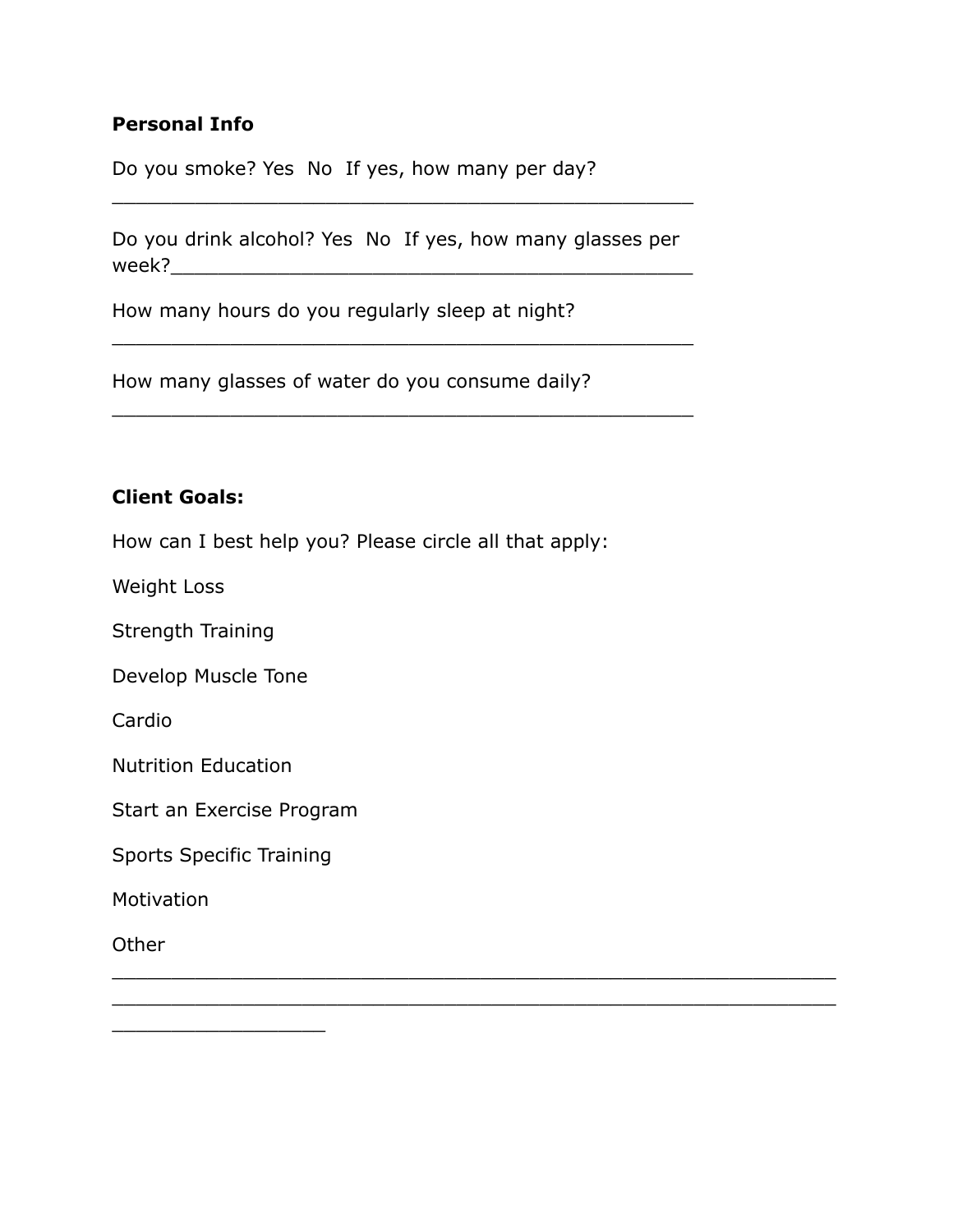**Personal Info**

Do you smoke? Yes  No  If yes, how many per day?
__________________________________________________

Do you drink alcohol? Yes  No  If yes, how many glasses per week?_____________________________________________

How many hours do you regularly sleep at night?
__________________________________________________

How many glasses of water do you consume daily?
__________________________________________________

**Client Goals:**

How can I best help you? Please circle all that apply:

Weight Loss

Strength Training

Develop Muscle Tone

Cardio

Nutrition Education

Start an Exercise Program

Sports Specific Training

Motivation

Other
______________________________________________________________
______________________________________________________________
__________________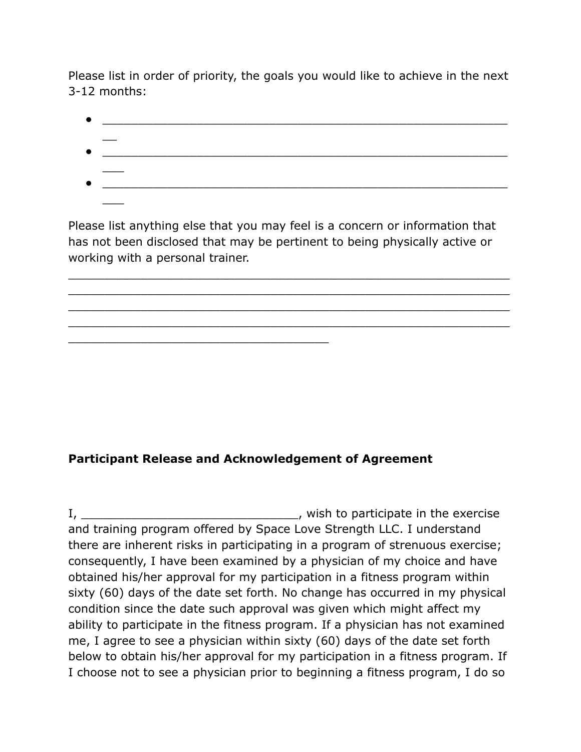Please list in order of priority, the goals you would like to achieve in the next 3-12 months:

- ____________________________________________________________
- ____________________________________________________________
- ____________________________________________________________

Please list anything else that you may feel is a concern or information that has not been disclosed that may be pertinent to being physically active or working with a personal trainer.

____________________________________________________________
____________________________________________________________
____________________________________________________________
____________________________________________________________
______________________________________

**Participant Release and Acknowledgement of Agreement**

I, ______________________________, wish to participate in the exercise and training program offered by Space Love Strength LLC. I understand there are inherent risks in participating in a program of strenuous exercise; consequently, I have been examined by a physician of my choice and have obtained his/her approval for my participation in a fitness program within sixty (60) days of the date set forth. No change has occurred in my physical condition since the date such approval was given which might affect my ability to participate in the fitness program. If a physician has not examined me, I agree to see a physician within sixty (60) days of the date set forth below to obtain his/her approval for my participation in a fitness program. If I choose not to see a physician prior to beginning a fitness program, I do so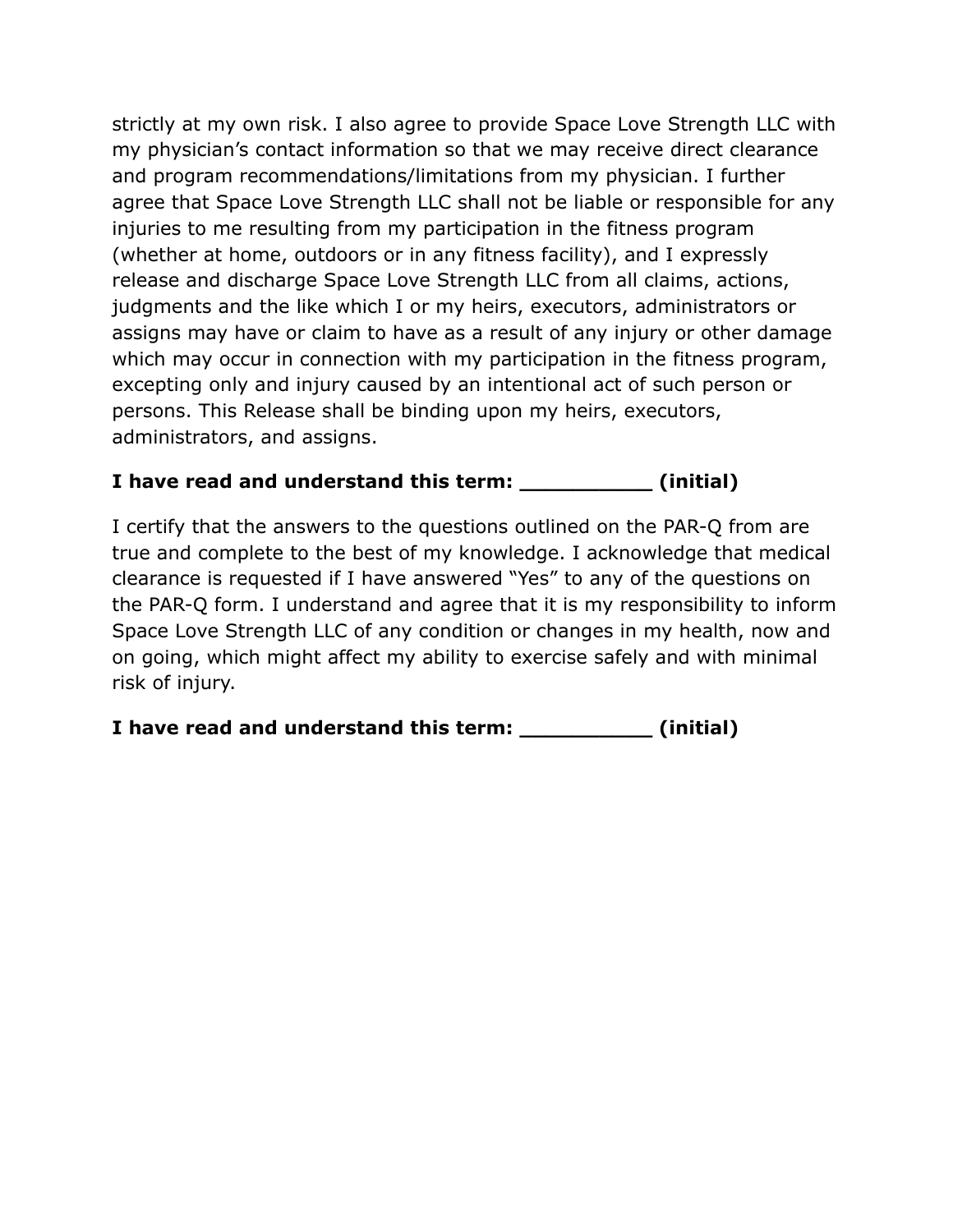strictly at my own risk. I also agree to provide Space Love Strength LLC with my physician's contact information so that we may receive direct clearance and program recommendations/limitations from my physician. I further agree that Space Love Strength LLC shall not be liable or responsible for any injuries to me resulting from my participation in the fitness program (whether at home, outdoors or in any fitness facility), and I expressly release and discharge Space Love Strength LLC from all claims, actions, judgments and the like which I or my heirs, executors, administrators or assigns may have or claim to have as a result of any injury or other damage which may occur in connection with my participation in the fitness program, excepting only and injury caused by an intentional act of such person or persons. This Release shall be binding upon my heirs, executors, administrators, and assigns.

**I have read and understand this term: __________ (initial)**

I certify that the answers to the questions outlined on the PAR-Q from are true and complete to the best of my knowledge. I acknowledge that medical clearance is requested if I have answered "Yes" to any of the questions on the PAR-Q form. I understand and agree that it is my responsibility to inform Space Love Strength LLC of any condition or changes in my health, now and on going, which might affect my ability to exercise safely and with minimal risk of injury.

**I have read and understand this term: __________ (initial)**